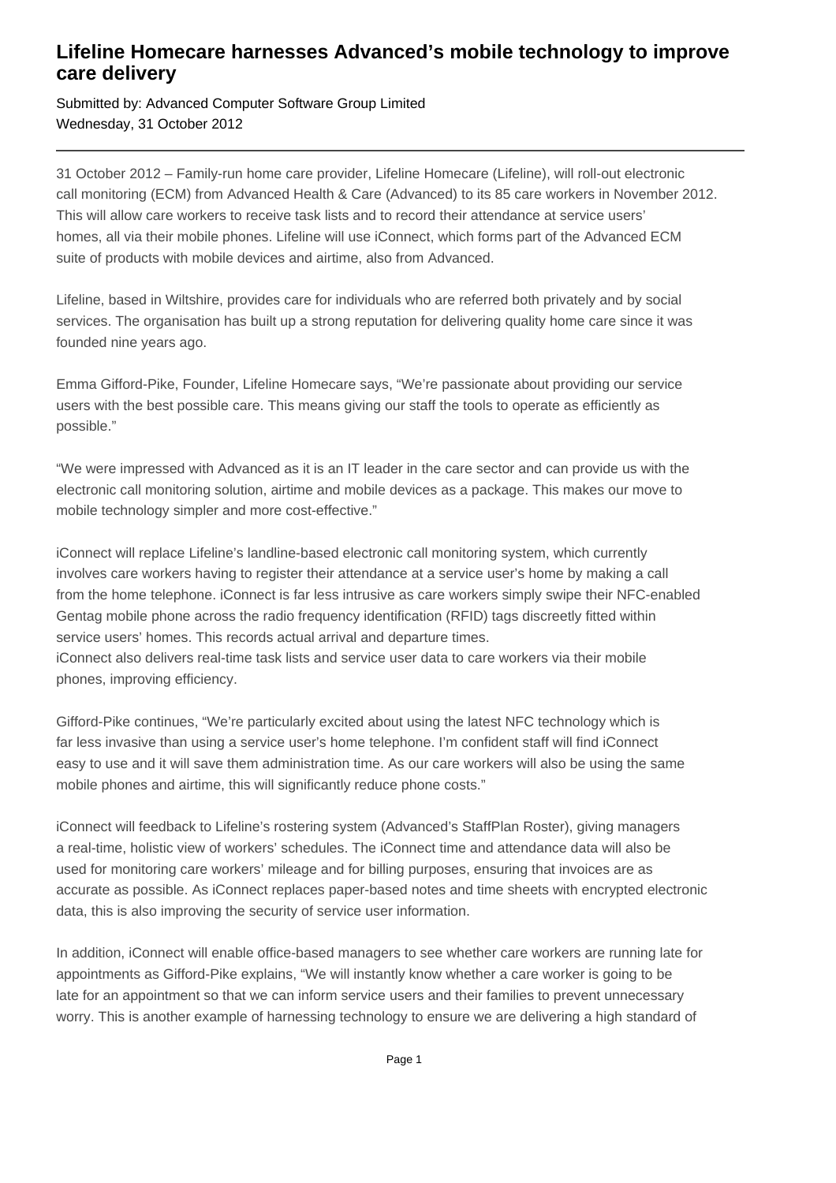# Lifeline Homecare harnesses Advanced's mobile technology to improve care delivery

Submitted by: Advanced Computer Software Group Limited
Wednesday, 31 October 2012

---

31 October 2012 – Family-run home care provider, Lifeline Homecare (Lifeline), will roll-out electronic call monitoring (ECM) from Advanced Health & Care (Advanced) to its 85 care workers in November 2012. This will allow care workers to receive task lists and to record their attendance at service users' homes, all via their mobile phones. Lifeline will use iConnect, which forms part of the Advanced ECM suite of products with mobile devices and airtime, also from Advanced.

Lifeline, based in Wiltshire, provides care for individuals who are referred both privately and by social services. The organisation has built up a strong reputation for delivering quality home care since it was founded nine years ago.

Emma Gifford-Pike, Founder, Lifeline Homecare says, "We're passionate about providing our service users with the best possible care. This means giving our staff the tools to operate as efficiently as possible."

"We were impressed with Advanced as it is an IT leader in the care sector and can provide us with the electronic call monitoring solution, airtime and mobile devices as a package. This makes our move to mobile technology simpler and more cost-effective."

iConnect will replace Lifeline's landline-based electronic call monitoring system, which currently involves care workers having to register their attendance at a service user's home by making a call from the home telephone. iConnect is far less intrusive as care workers simply swipe their NFC-enabled Gentag mobile phone across the radio frequency identification (RFID) tags discreetly fitted within service users' homes. This records actual arrival and departure times.
iConnect also delivers real-time task lists and service user data to care workers via their mobile phones, improving efficiency.

Gifford-Pike continues, "We're particularly excited about using the latest NFC technology which is far less invasive than using a service user's home telephone. I'm confident staff will find iConnect easy to use and it will save them administration time. As our care workers will also be using the same mobile phones and airtime, this will significantly reduce phone costs."

iConnect will feedback to Lifeline's rostering system (Advanced's StaffPlan Roster), giving managers a real-time, holistic view of workers' schedules. The iConnect time and attendance data will also be used for monitoring care workers' mileage and for billing purposes, ensuring that invoices are as accurate as possible. As iConnect replaces paper-based notes and time sheets with encrypted electronic data, this is also improving the security of service user information.

In addition, iConnect will enable office-based managers to see whether care workers are running late for appointments as Gifford-Pike explains, "We will instantly know whether a care worker is going to be late for an appointment so that we can inform service users and their families to prevent unnecessary worry. This is another example of harnessing technology to ensure we are delivering a high standard of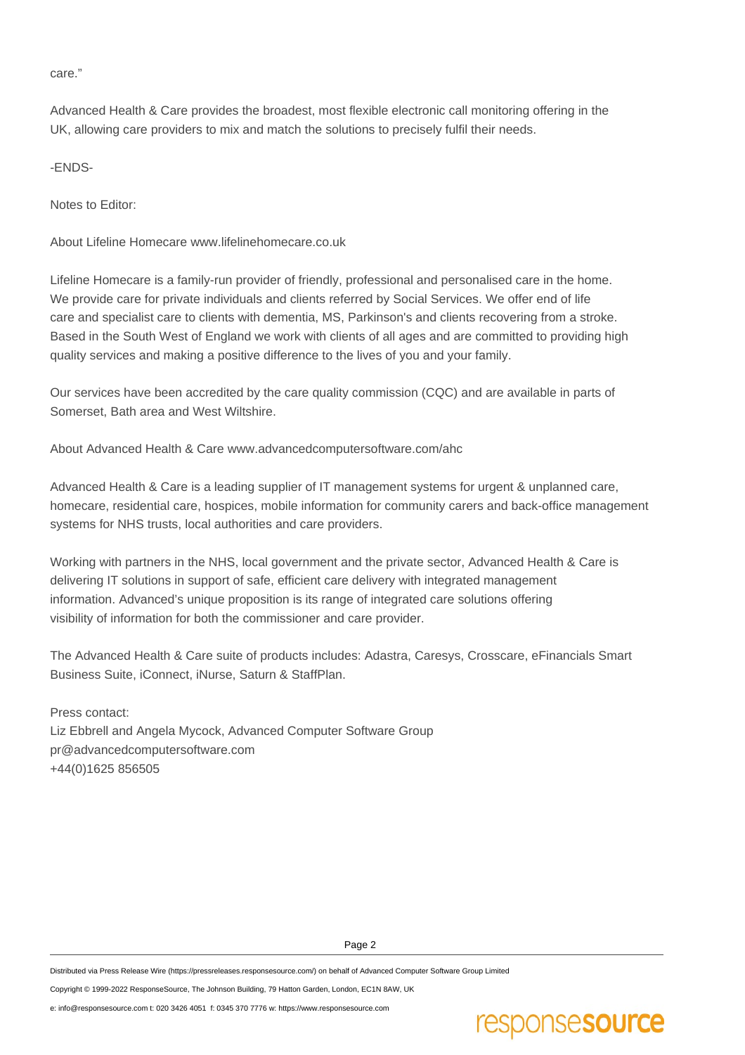care."

Advanced Health & Care provides the broadest, most flexible electronic call monitoring offering in the UK, allowing care providers to mix and match the solutions to precisely fulfil their needs.

-ENDS-

Notes to Editor:

About Lifeline Homecare www.lifelinehomecare.co.uk

Lifeline Homecare is a family-run provider of friendly, professional and personalised care in the home. We provide care for private individuals and clients referred by Social Services. We offer end of life care and specialist care to clients with dementia, MS, Parkinson's and clients recovering from a stroke. Based in the South West of England we work with clients of all ages and are committed to providing high quality services and making a positive difference to the lives of you and your family.

Our services have been accredited by the care quality commission (CQC) and are available in parts of Somerset, Bath area and West Wiltshire.

About Advanced Health & Care www.advancedcomputersoftware.com/ahc

Advanced Health & Care is a leading supplier of IT management systems for urgent & unplanned care, homecare, residential care, hospices, mobile information for community carers and back-office management systems for NHS trusts, local authorities and care providers.

Working with partners in the NHS, local government and the private sector, Advanced Health & Care is delivering IT solutions in support of safe, efficient care delivery with integrated management information. Advanced's unique proposition is its range of integrated care solutions offering visibility of information for both the commissioner and care provider.

The Advanced Health & Care suite of products includes: Adastra, Caresys, Crosscare, eFinancials Smart Business Suite, iConnect, iNurse, Saturn & StaffPlan.

Press contact:
Liz Ebbrell and Angela Mycock, Advanced Computer Software Group
pr@advancedcomputersoftware.com
+44(0)1625 856505